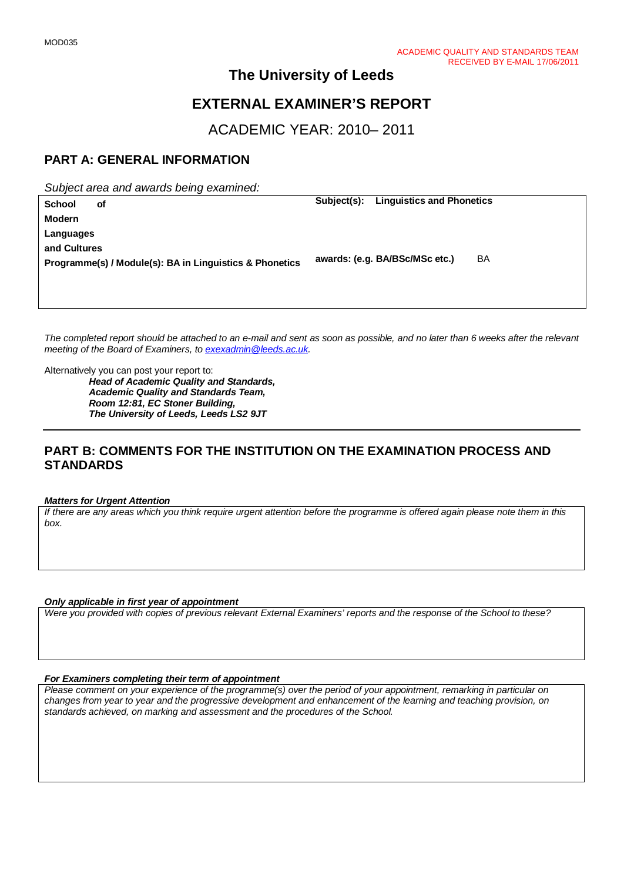MOD035

ACADEMIC QUALITY AND STANDARDS TEAM
RECEIVED BY E-MAIL 17/06/2011

# The University of Leeds

# EXTERNAL EXAMINER'S REPORT

## ACADEMIC YEAR: 2010– 2011

## PART A: GENERAL INFORMATION

*Subject area and awards being examined:*

| | |
|---|---|
| **School of Modern Languages and Cultures** | **Subject(s): Linguistics and Phonetics** |
| **Programme(s) / Module(s): BA in Linguistics & Phonetics** | **awards: (e.g. BA/BSc/MSc etc.)** BA |

*The completed report should be attached to an e-mail and sent as soon as possible, and no later than 6 weeks after the relevant meeting of the Board of Examiners, to [exexadmin@leeds.ac.uk](mailto:exexadmin@leeds.ac.uk).*

Alternatively you can post your report to:

***Head of Academic Quality and Standards,***
***Academic Quality and Standards Team,***
***Room 12:81, EC Stoner Building,***
***The University of Leeds, Leeds LS2 9JT***

---

## PART B: COMMENTS FOR THE INSTITUTION ON THE EXAMINATION PROCESS AND STANDARDS

***Matters for Urgent Attention***

*If there are any areas which you think require urgent attention before the programme is offered again please note them in this box.*

***Only applicable in first year of appointment***

*Were you provided with copies of previous relevant External Examiners' reports and the response of the School to these?*

***For Examiners completing their term of appointment***

*Please comment on your experience of the programme(s) over the period of your appointment, remarking in particular on changes from year to year and the progressive development and enhancement of the learning and teaching provision, on standards achieved, on marking and assessment and the procedures of the School.*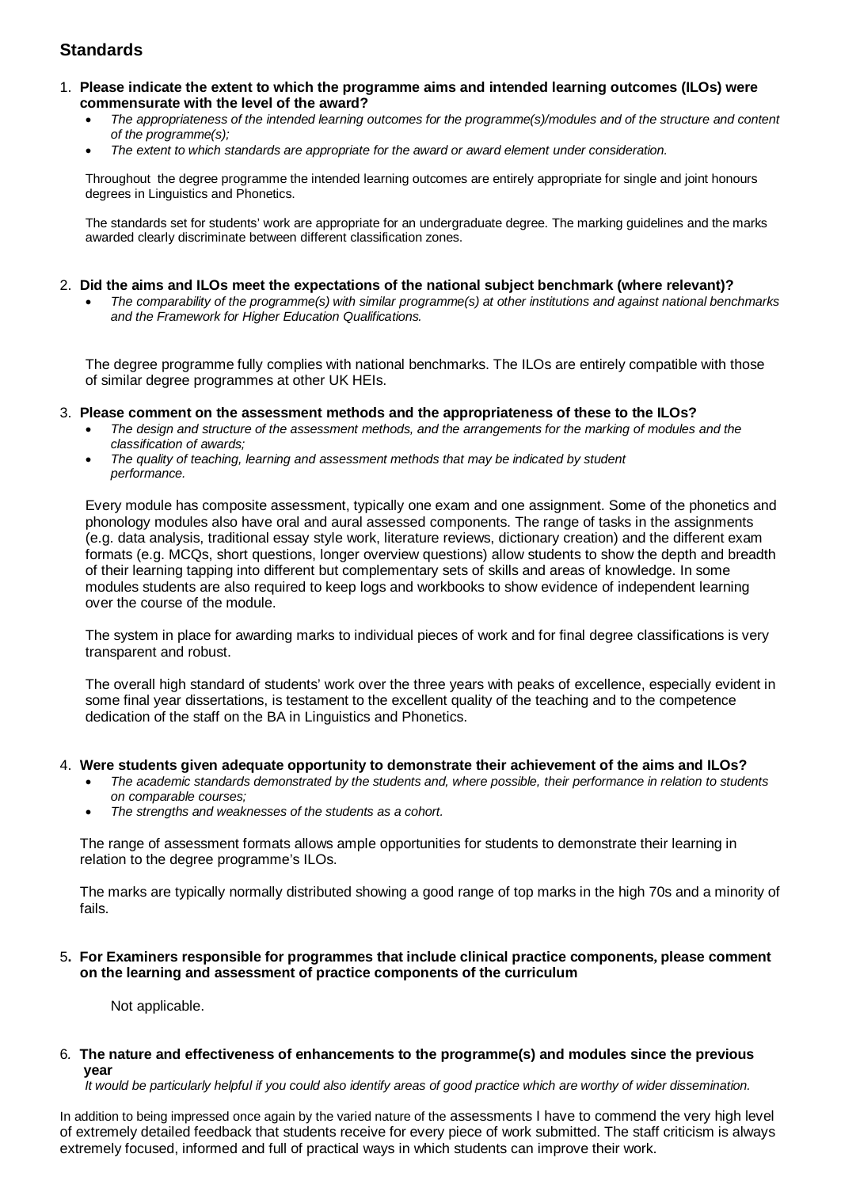## Standards

1. **Please indicate the extent to which the programme aims and intended learning outcomes (ILOs) were commensurate with the level of the award?**
   - *The appropriateness of the intended learning outcomes for the programme(s)/modules and of the structure and content of the programme(s);*
   - *The extent to which standards are appropriate for the award or award element under consideration.*

   Throughout the degree programme the intended learning outcomes are entirely appropriate for single and joint honours degrees in Linguistics and Phonetics.

   The standards set for students' work are appropriate for an undergraduate degree. The marking guidelines and the marks awarded clearly discriminate between different classification zones.

2. **Did the aims and ILOs meet the expectations of the national subject benchmark (where relevant)?**
   - *The comparability of the programme(s) with similar programme(s) at other institutions and against national benchmarks and the Framework for Higher Education Qualifications.*

   The degree programme fully complies with national benchmarks. The ILOs are entirely compatible with those of similar degree programmes at other UK HEIs.

3. **Please comment on the assessment methods and the appropriateness of these to the ILOs?**
   - *The design and structure of the assessment methods, and the arrangements for the marking of modules and the classification of awards;*
   - *The quality of teaching, learning and assessment methods that may be indicated by student performance.*

   Every module has composite assessment, typically one exam and one assignment. Some of the phonetics and phonology modules also have oral and aural assessed components. The range of tasks in the assignments (e.g. data analysis, traditional essay style work, literature reviews, dictionary creation) and the different exam formats (e.g. MCQs, short questions, longer overview questions) allow students to show the depth and breadth of their learning tapping into different but complementary sets of skills and areas of knowledge. In some modules students are also required to keep logs and workbooks to show evidence of independent learning over the course of the module.

   The system in place for awarding marks to individual pieces of work and for final degree classifications is very transparent and robust.

   The overall high standard of students' work over the three years with peaks of excellence, especially evident in some final year dissertations, is testament to the excellent quality of the teaching and to the competence dedication of the staff on the BA in Linguistics and Phonetics.

4. **Were students given adequate opportunity to demonstrate their achievement of the aims and ILOs?**
   - *The academic standards demonstrated by the students and, where possible, their performance in relation to students on comparable courses;*
   - *The strengths and weaknesses of the students as a cohort.*

   The range of assessment formats allows ample opportunities for students to demonstrate their learning in relation to the degree programme's ILOs.

   The marks are typically normally distributed showing a good range of top marks in the high 70s and a minority of fails.

5. **For Examiners responsible for programmes that include clinical practice components, please comment on the learning and assessment of practice components of the curriculum**

   Not applicable.

6. **The nature and effectiveness of enhancements to the programme(s) and modules since the previous year**

   *It would be particularly helpful if you could also identify areas of good practice which are worthy of wider dissemination.*

In addition to being impressed once again by the varied nature of the assessments I have to commend the very high level of extremely detailed feedback that students receive for every piece of work submitted. The staff criticism is always extremely focused, informed and full of practical ways in which students can improve their work.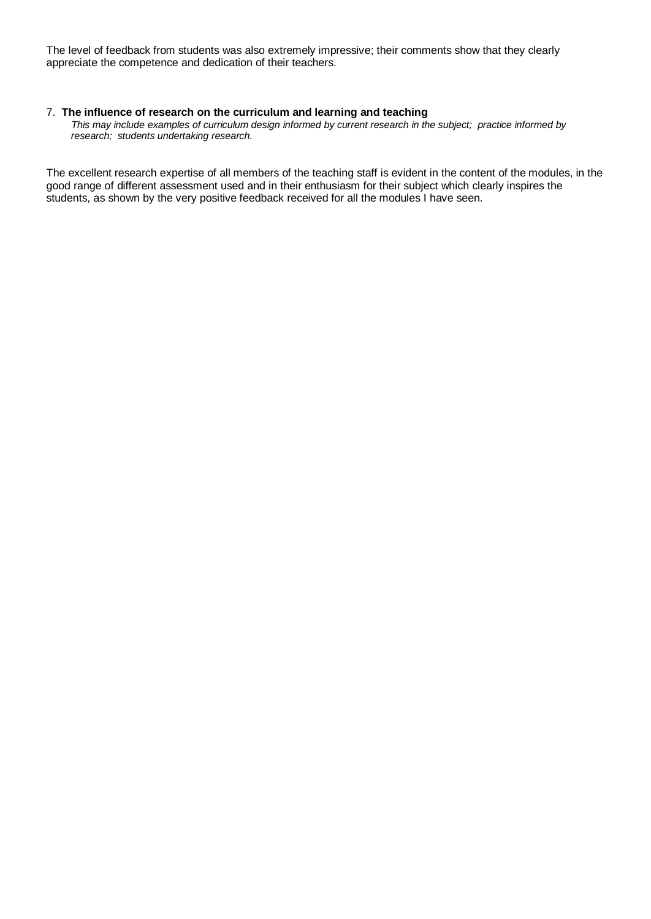The level of feedback from students was also extremely impressive; their comments show that they clearly appreciate the competence and dedication of their teachers.

7. **The influence of research on the curriculum and learning and teaching**

   *This may include examples of curriculum design informed by current research in the subject; practice informed by research; students undertaking research.*

The excellent research expertise of all members of the teaching staff is evident in the content of the modules, in the good range of different assessment used and in their enthusiasm for their subject which clearly inspires the students, as shown by the very positive feedback received for all the modules I have seen.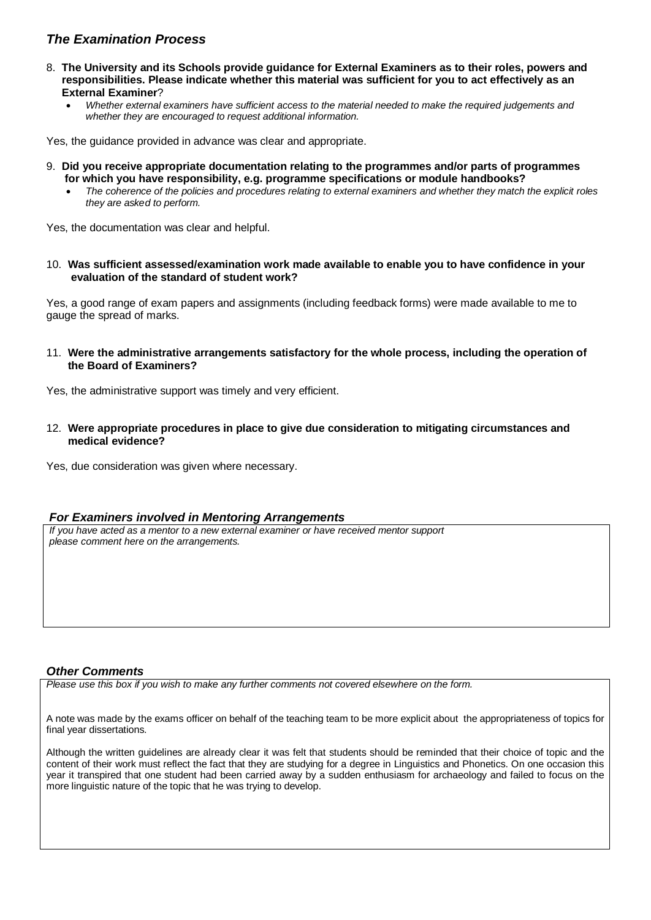## *The Examination Process*

8. **The University and its Schools provide guidance for External Examiners as to their roles, powers and responsibilities. Please indicate whether this material was sufficient for you to act effectively as an External Examiner**?
   - *Whether external examiners have sufficient access to the material needed to make the required judgements and whether they are encouraged to request additional information.*

Yes, the guidance provided in advance was clear and appropriate.

9. **Did you receive appropriate documentation relating to the programmes and/or parts of programmes for which you have responsibility, e.g. programme specifications or module handbooks?**
   - *The coherence of the policies and procedures relating to external examiners and whether they match the explicit roles they are asked to perform.*

Yes, the documentation was clear and helpful.

10. **Was sufficient assessed/examination work made available to enable you to have confidence in your evaluation of the standard of student work?**

Yes, a good range of exam papers and assignments (including feedback forms) were made available to me to gauge the spread of marks.

11. **Were the administrative arrangements satisfactory for the whole process, including the operation of the Board of Examiners?**

Yes, the administrative support was timely and very efficient.

12. **Were appropriate procedures in place to give due consideration to mitigating circumstances and medical evidence?**

Yes, due consideration was given where necessary.

### *For Examiners involved in Mentoring Arrangements*

*If you have acted as a mentor to a new external examiner or have received mentor support please comment here on the arrangements.*

### *Other Comments*

*Please use this box if you wish to make any further comments not covered elsewhere on the form.*

A note was made by the exams officer on behalf of the teaching team to be more explicit about the appropriateness of topics for final year dissertations.

Although the written guidelines are already clear it was felt that students should be reminded that their choice of topic and the content of their work must reflect the fact that they are studying for a degree in Linguistics and Phonetics. On one occasion this year it transpired that one student had been carried away by a sudden enthusiasm for archaeology and failed to focus on the more linguistic nature of the topic that he was trying to develop.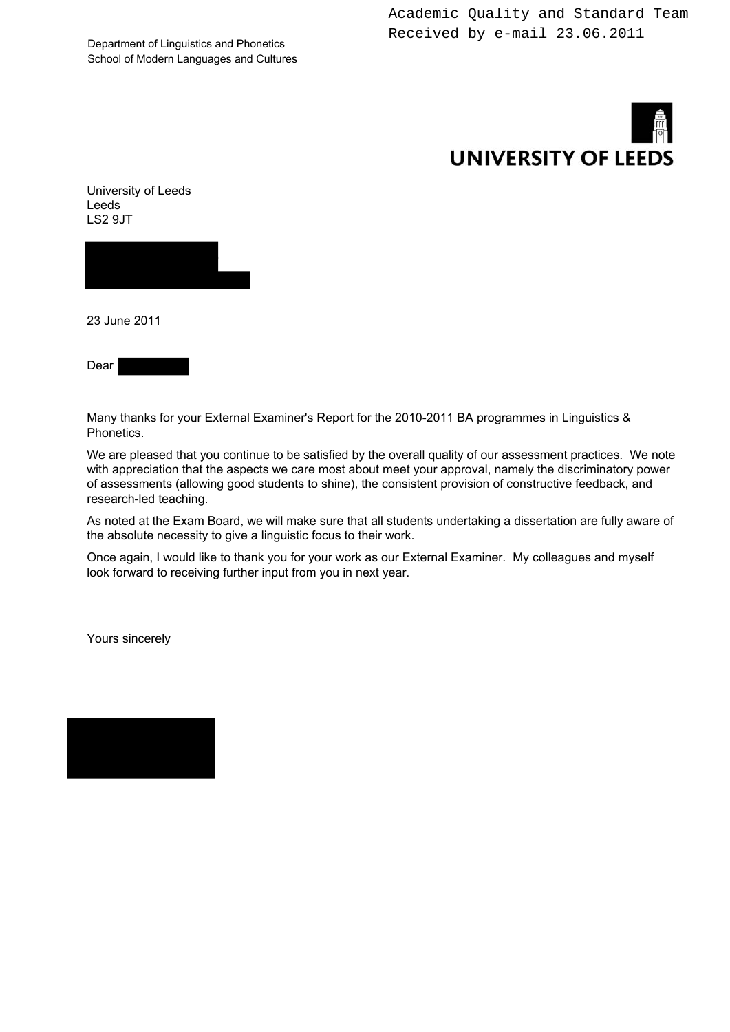Academic Quality and Standard Team
Received by e-mail 23.06.2011

Department of Linguistics and Phonetics
School of Modern Languages and Cultures

**UNIVERSITY OF LEEDS**

University of Leeds
Leeds
LS2 9JT

23 June 2011

Dear

Many thanks for your External Examiner's Report for the 2010-2011 BA programmes in Linguistics & Phonetics.

We are pleased that you continue to be satisfied by the overall quality of our assessment practices. We note with appreciation that the aspects we care most about meet your approval, namely the discriminatory power of assessments (allowing good students to shine), the consistent provision of constructive feedback, and research-led teaching.

As noted at the Exam Board, we will make sure that all students undertaking a dissertation are fully aware of the absolute necessity to give a linguistic focus to their work.

Once again, I would like to thank you for your work as our External Examiner. My colleagues and myself look forward to receiving further input from you in next year.

Yours sincerely